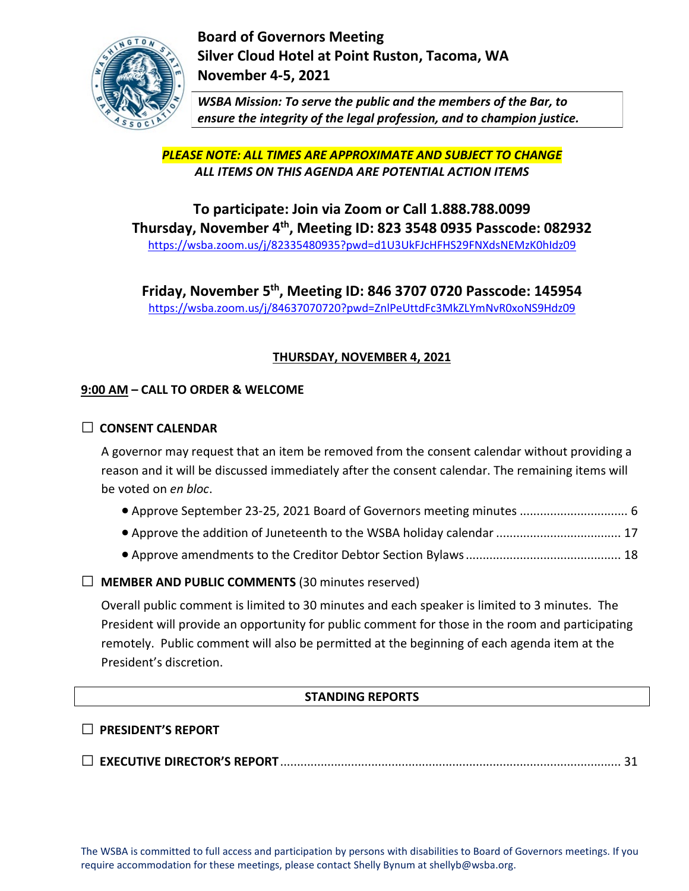# Board of Governors Meeting
## Silver Cloud Hotel at Point Ruston, Tacoma, WA
## November 4-5, 2021

***WSBA Mission: To serve the public and the members of the Bar, to ensure the integrity of the legal profession, and to champion justice.***

***PLEASE NOTE: ALL TIMES ARE APPROXIMATE AND SUBJECT TO CHANGE***
***ALL ITEMS ON THIS AGENDA ARE POTENTIAL ACTION ITEMS***

**To participate: Join via Zoom or Call 1.888.788.0099**
**Thursday, November 4th, Meeting ID: 823 3548 0935 Passcode: 082932**
https://wsba.zoom.us/j/82335480935?pwd=d1U3UkFJcHFHS29FNXdsNEMzK0hIdz09

**Friday, November 5th, Meeting ID: 846 3707 0720 Passcode: 145954**
https://wsba.zoom.us/j/84637070720?pwd=ZnlPeUttdFc3MkZLYmNvR0xoNS9Hdz09

## THURSDAY, NOVEMBER 4, 2021

### 9:00 AM – CALL TO ORDER & WELCOME

☐ **CONSENT CALENDAR**

A governor may request that an item be removed from the consent calendar without providing a reason and it will be discussed immediately after the consent calendar. The remaining items will be voted on *en bloc*.

- Approve September 23-25, 2021 Board of Governors meeting minutes ............................... 6
- Approve the addition of Juneteenth to the WSBA holiday calendar .................................... 17
- Approve amendments to the Creditor Debtor Section Bylaws ............................................. 18

☐ **MEMBER AND PUBLIC COMMENTS** (30 minutes reserved)

Overall public comment is limited to 30 minutes and each speaker is limited to 3 minutes. The President will provide an opportunity for public comment for those in the room and participating remotely. Public comment will also be permitted at the beginning of each agenda item at the President's discretion.

## STANDING REPORTS

☐ **PRESIDENT'S REPORT**

☐ **EXECUTIVE DIRECTOR'S REPORT** .................................................................................................. 31

The WSBA is committed to full access and participation by persons with disabilities to Board of Governors meetings. If you require accommodation for these meetings, please contact Shelly Bynum at shellyb@wsba.org.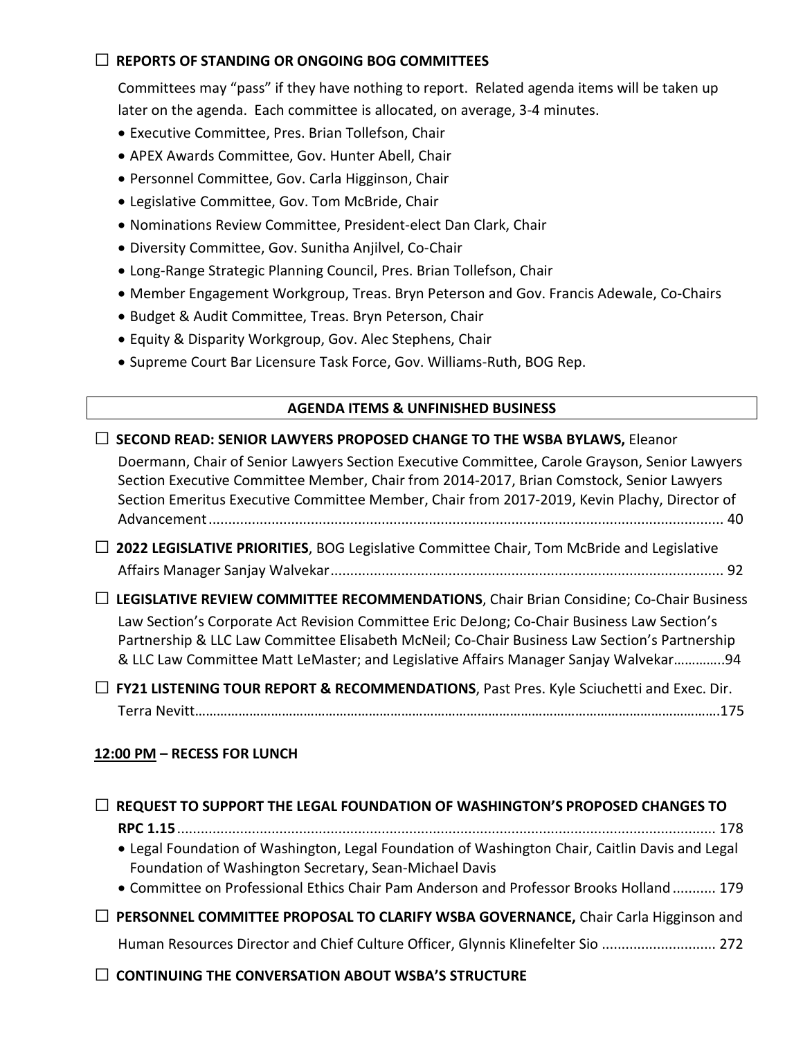☐ **REPORTS OF STANDING OR ONGOING BOG COMMITTEES**

Committees may "pass" if they have nothing to report. Related agenda items will be taken up later on the agenda. Each committee is allocated, on average, 3-4 minutes.

- Executive Committee, Pres. Brian Tollefson, Chair
- APEX Awards Committee, Gov. Hunter Abell, Chair
- Personnel Committee, Gov. Carla Higginson, Chair
- Legislative Committee, Gov. Tom McBride, Chair
- Nominations Review Committee, President-elect Dan Clark, Chair
- Diversity Committee, Gov. Sunitha Anjilvel, Co-Chair
- Long-Range Strategic Planning Council, Pres. Brian Tollefson, Chair
- Member Engagement Workgroup, Treas. Bryn Peterson and Gov. Francis Adewale, Co-Chairs
- Budget & Audit Committee, Treas. Bryn Peterson, Chair
- Equity & Disparity Workgroup, Gov. Alec Stephens, Chair
- Supreme Court Bar Licensure Task Force, Gov. Williams-Ruth, BOG Rep.

**AGENDA ITEMS & UNFINISHED BUSINESS**

☐ **SECOND READ: SENIOR LAWYERS PROPOSED CHANGE TO THE WSBA BYLAWS,** Eleanor Doermann, Chair of Senior Lawyers Section Executive Committee, Carole Grayson, Senior Lawyers Section Executive Committee Member, Chair from 2014-2017, Brian Comstock, Senior Lawyers Section Emeritus Executive Committee Member, Chair from 2017-2019, Kevin Plachy, Director of Advancement.................................................................................................................. 40

☐ **2022 LEGISLATIVE PRIORITIES**, BOG Legislative Committee Chair, Tom McBride and Legislative Affairs Manager Sanjay Walvekar.................................................................................................. 92

☐ **LEGISLATIVE REVIEW COMMITTEE RECOMMENDATIONS**, Chair Brian Considine; Co-Chair Business Law Section's Corporate Act Revision Committee Eric DeJong; Co-Chair Business Law Section's Partnership & LLC Law Committee Elisabeth McNeil; Co-Chair Business Law Section's Partnership & LLC Law Committee Matt LeMaster; and Legislative Affairs Manager Sanjay Walvekar.............94

☐ **FY21 LISTENING TOUR REPORT & RECOMMENDATIONS**, Past Pres. Kyle Sciuchetti and Exec. Dir. Terra Nevitt……………………………………………………………………………………………………………………………….175

**12:00 PM – RECESS FOR LUNCH**

☐ **REQUEST TO SUPPORT THE LEGAL FOUNDATION OF WASHINGTON'S PROPOSED CHANGES TO RPC 1.15**......................................................................................................................... 178

- Legal Foundation of Washington, Legal Foundation of Washington Chair, Caitlin Davis and Legal Foundation of Washington Secretary, Sean-Michael Davis
- Committee on Professional Ethics Chair Pam Anderson and Professor Brooks Holland........... 179

☐ **PERSONNEL COMMITTEE PROPOSAL TO CLARIFY WSBA GOVERNANCE,** Chair Carla Higginson and Human Resources Director and Chief Culture Officer, Glynnis Klinefelter Sio ............................ 272

☐ **CONTINUING THE CONVERSATION ABOUT WSBA'S STRUCTURE**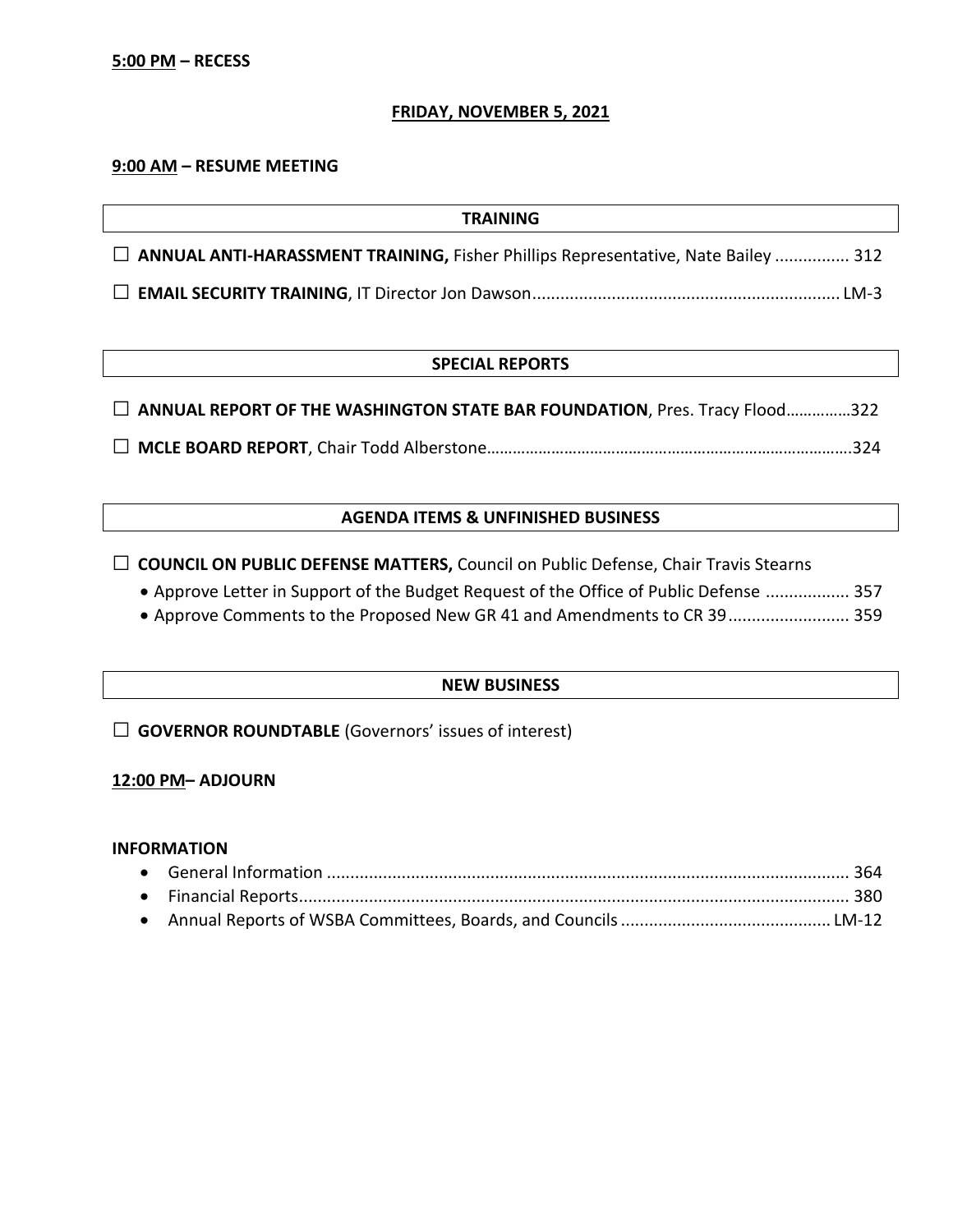**5:00 PM – RECESS**

**FRIDAY, NOVEMBER 5, 2021**

**9:00 AM – RESUME MEETING**

### TRAINING

☐ **ANNUAL ANTI-HARASSMENT TRAINING,** Fisher Phillips Representative, Nate Bailey ................ 312

☐ **EMAIL SECURITY TRAINING**, IT Director Jon Dawson.................................................................. LM-3

### SPECIAL REPORTS

☐ **ANNUAL REPORT OF THE WASHINGTON STATE BAR FOUNDATION**, Pres. Tracy Flood……………322

☐ **MCLE BOARD REPORT**, Chair Todd Alberstone……………………………………………………………………..324

### AGENDA ITEMS & UNFINISHED BUSINESS

☐ **COUNCIL ON PUBLIC DEFENSE MATTERS,** Council on Public Defense, Chair Travis Stearns

- Approve Letter in Support of the Budget Request of the Office of Public Defense .................. 357
- Approve Comments to the Proposed New GR 41 and Amendments to CR 39.......................... 359

### NEW BUSINESS

☐ **GOVERNOR ROUNDTABLE** (Governors' issues of interest)

**12:00 PM– ADJOURN**

**INFORMATION**

- General Information ................................................................................................................ 364
- Financial Reports..................................................................................................................... 380
- Annual Reports of WSBA Committees, Boards, and Councils ............................................. LM-12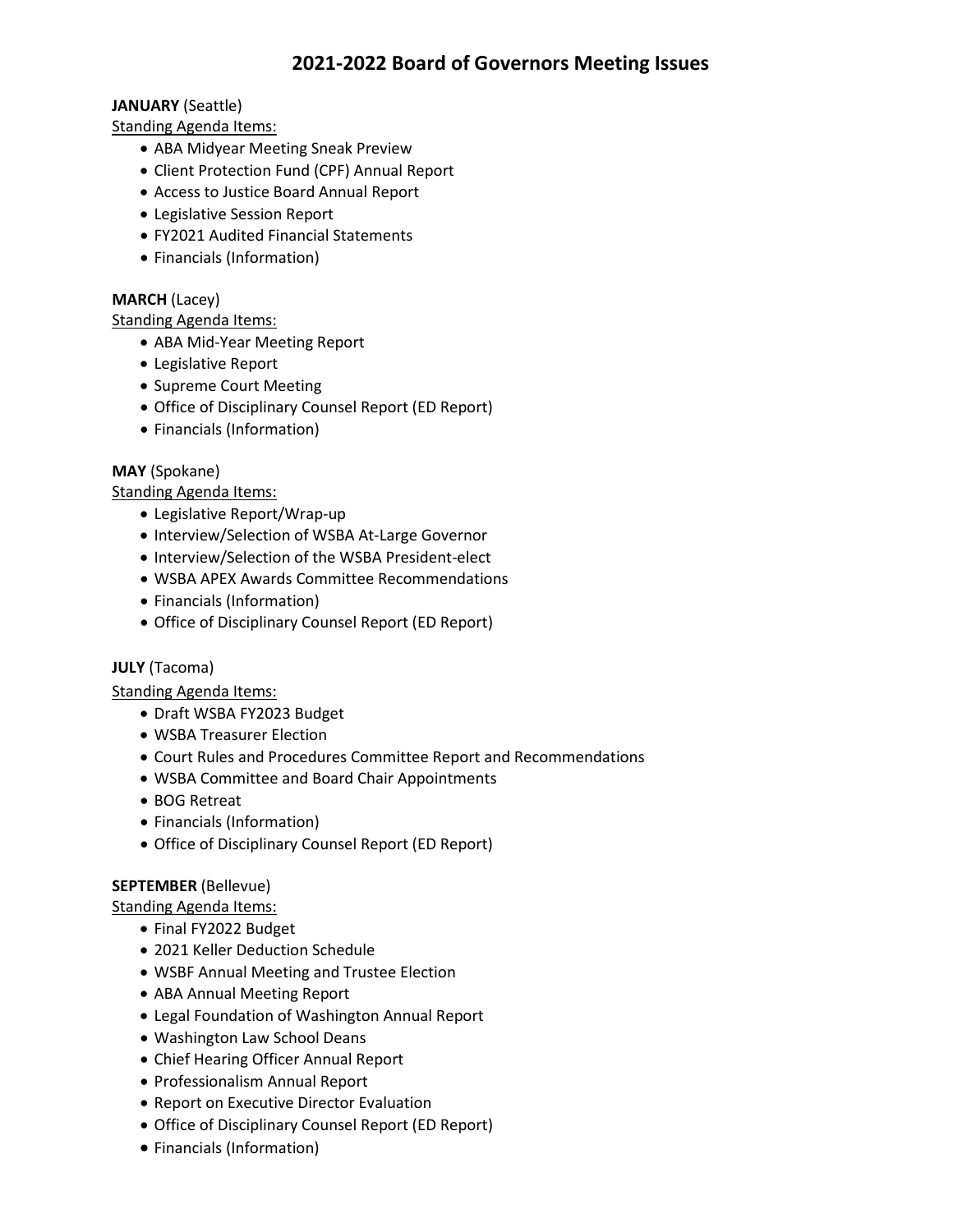# 2021-2022 Board of Governors Meeting Issues

**JANUARY** (Seattle)

Standing Agenda Items:

- ABA Midyear Meeting Sneak Preview
- Client Protection Fund (CPF) Annual Report
- Access to Justice Board Annual Report
- Legislative Session Report
- FY2021 Audited Financial Statements
- Financials (Information)

**MARCH** (Lacey)

Standing Agenda Items:

- ABA Mid-Year Meeting Report
- Legislative Report
- Supreme Court Meeting
- Office of Disciplinary Counsel Report (ED Report)
- Financials (Information)

**MAY** (Spokane)

Standing Agenda Items:

- Legislative Report/Wrap-up
- Interview/Selection of WSBA At-Large Governor
- Interview/Selection of the WSBA President-elect
- WSBA APEX Awards Committee Recommendations
- Financials (Information)
- Office of Disciplinary Counsel Report (ED Report)

**JULY** (Tacoma)

Standing Agenda Items:

- Draft WSBA FY2023 Budget
- WSBA Treasurer Election
- Court Rules and Procedures Committee Report and Recommendations
- WSBA Committee and Board Chair Appointments
- BOG Retreat
- Financials (Information)
- Office of Disciplinary Counsel Report (ED Report)

**SEPTEMBER** (Bellevue)

Standing Agenda Items:

- Final FY2022 Budget
- 2021 Keller Deduction Schedule
- WSBF Annual Meeting and Trustee Election
- ABA Annual Meeting Report
- Legal Foundation of Washington Annual Report
- Washington Law School Deans
- Chief Hearing Officer Annual Report
- Professionalism Annual Report
- Report on Executive Director Evaluation
- Office of Disciplinary Counsel Report (ED Report)
- Financials (Information)